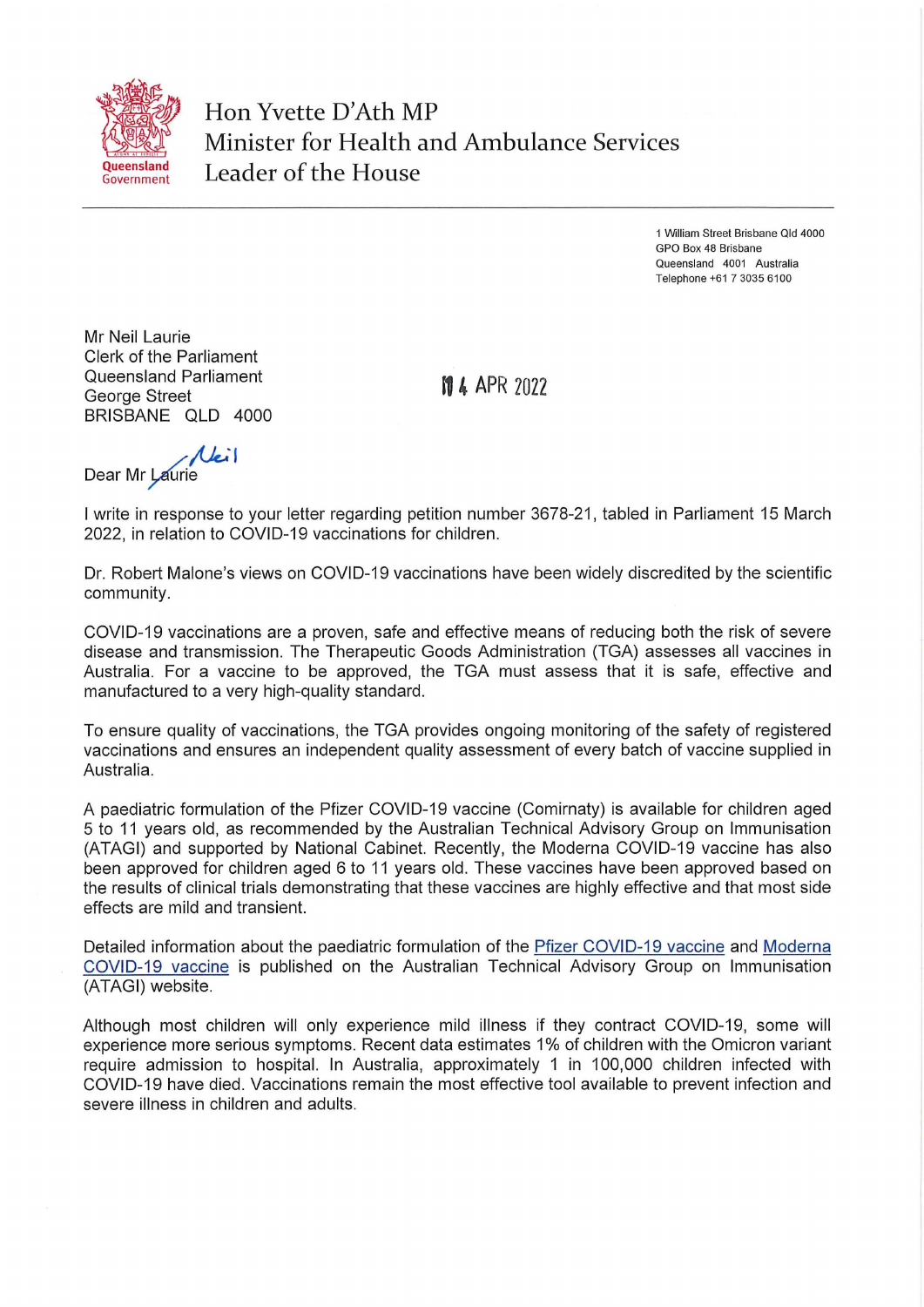# Hon Yvette D'Ath MP
## Minister for Health and Ambulance Services
## Leader of the House

Queensland Government

1 William Street Brisbane Qld 4000
GPO Box 48 Brisbane
Queensland 4001 Australia
Telephone +61 7 3035 6100

Mr Neil Laurie
Clerk of the Parliament
Queensland Parliament
George Street
BRISBANE QLD 4000

14 APR 2022

Dear ~~Mr Laurie~~ Neil

I write in response to your letter regarding petition number 3678-21, tabled in Parliament 15 March 2022, in relation to COVID-19 vaccinations for children.

Dr. Robert Malone's views on COVID-19 vaccinations have been widely discredited by the scientific community.

COVID-19 vaccinations are a proven, safe and effective means of reducing both the risk of severe disease and transmission. The Therapeutic Goods Administration (TGA) assesses all vaccines in Australia. For a vaccine to be approved, the TGA must assess that it is safe, effective and manufactured to a very high-quality standard.

To ensure quality of vaccinations, the TGA provides ongoing monitoring of the safety of registered vaccinations and ensures an independent quality assessment of every batch of vaccine supplied in Australia.

A paediatric formulation of the Pfizer COVID-19 vaccine (Comirnaty) is available for children aged 5 to 11 years old, as recommended by the Australian Technical Advisory Group on Immunisation (ATAGI) and supported by National Cabinet. Recently, the Moderna COVID-19 vaccine has also been approved for children aged 6 to 11 years old. These vaccines have been approved based on the results of clinical trials demonstrating that these vaccines are highly effective and that most side effects are mild and transient.

Detailed information about the paediatric formulation of the Pfizer COVID-19 vaccine and Moderna COVID-19 vaccine is published on the Australian Technical Advisory Group on Immunisation (ATAGI) website.

Although most children will only experience mild illness if they contract COVID-19, some will experience more serious symptoms. Recent data estimates 1% of children with the Omicron variant require admission to hospital. In Australia, approximately 1 in 100,000 children infected with COVID-19 have died. Vaccinations remain the most effective tool available to prevent infection and severe illness in children and adults.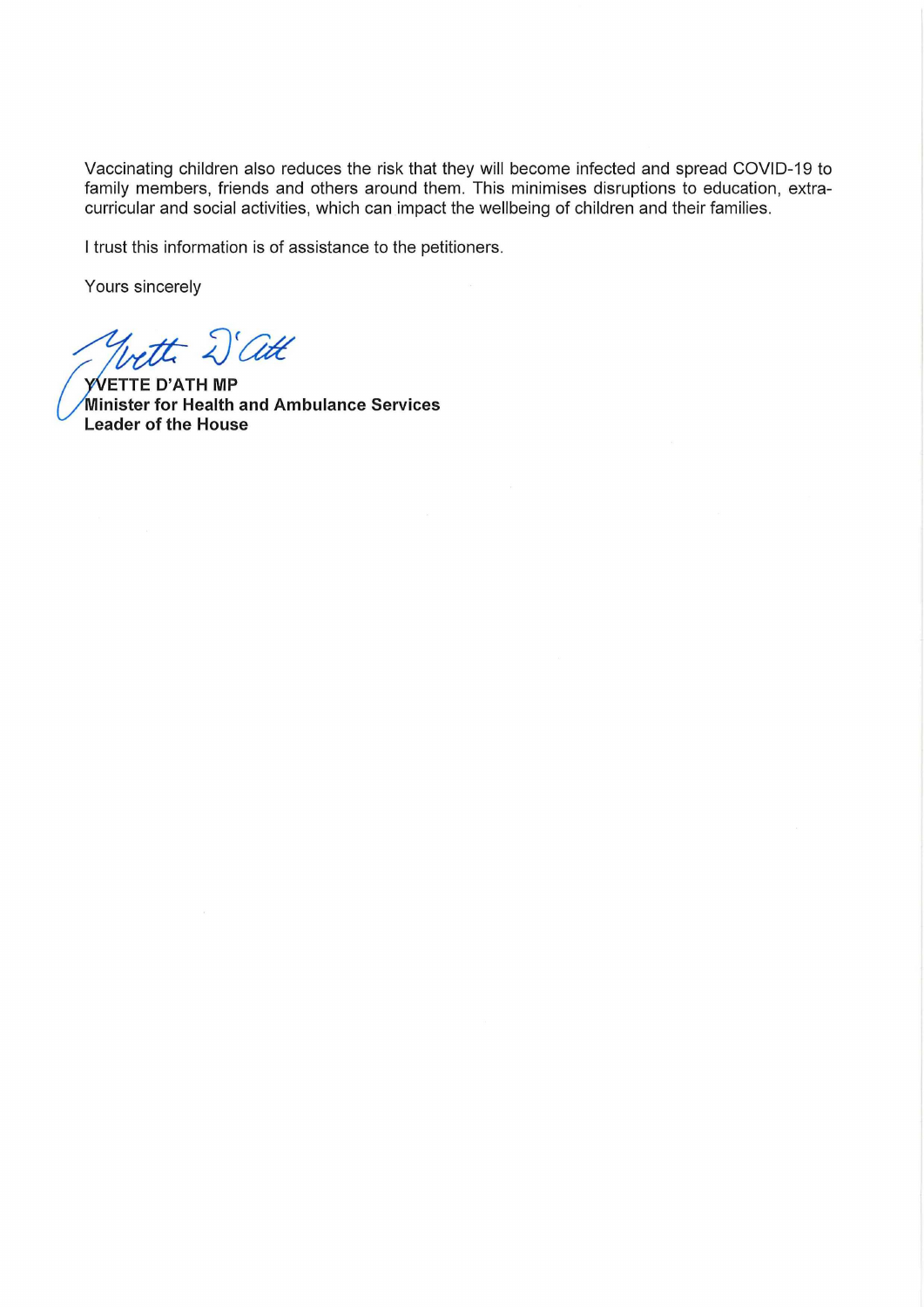Vaccinating children also reduces the risk that they will become infected and spread COVID-19 to family members, friends and others around them. This minimises disruptions to education, extra-curricular and social activities, which can impact the wellbeing of children and their families.

I trust this information is of assistance to the petitioners.

Yours sincerely

**YVETTE D'ATH MP**
**Minister for Health and Ambulance Services**
**Leader of the House**